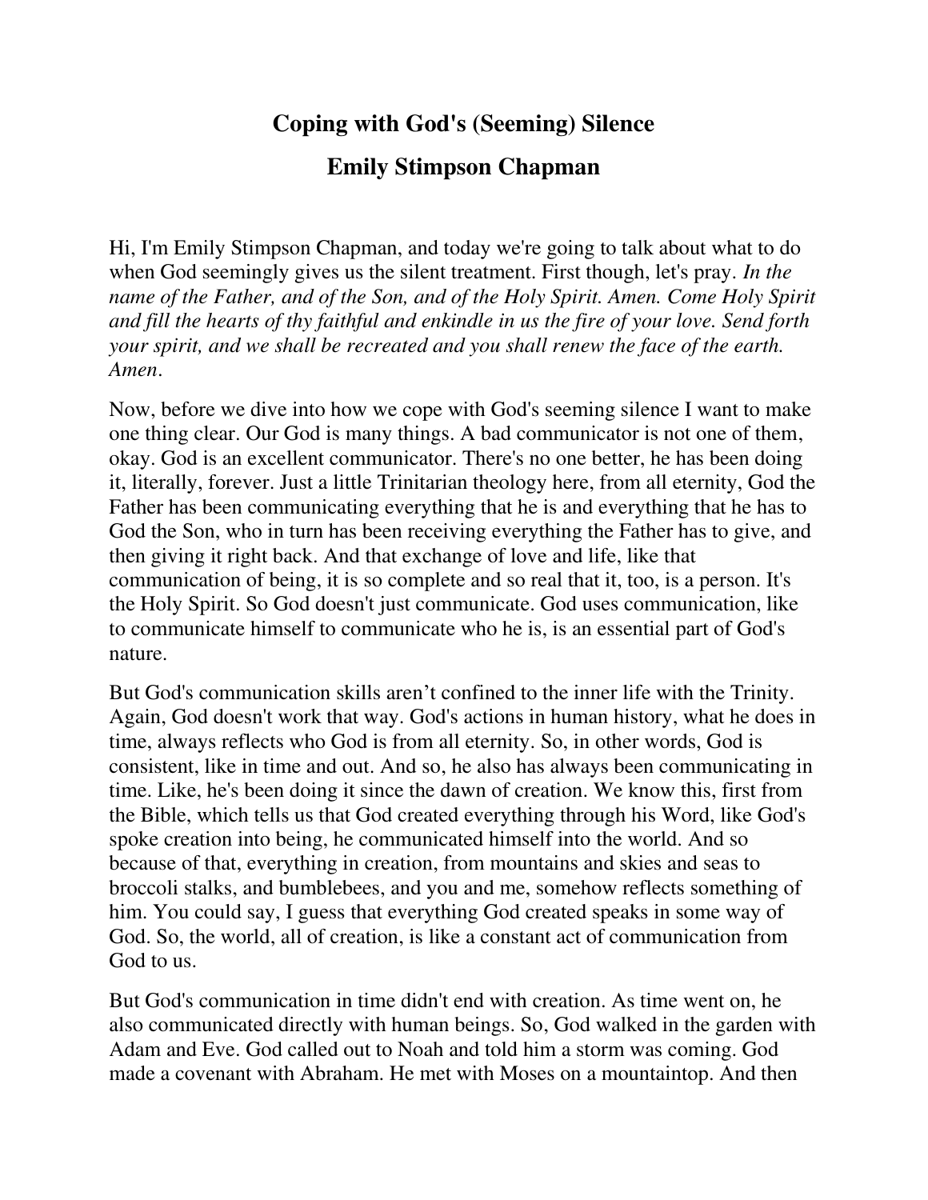# Coping with God's (Seeming) Silence

## Emily Stimpson Chapman

Hi, I'm Emily Stimpson Chapman, and today we're going to talk about what to do when God seemingly gives us the silent treatment. First though, let's pray. *In the name of the Father, and of the Son, and of the Holy Spirit. Amen. Come Holy Spirit and fill the hearts of thy faithful and enkindle in us the fire of your love. Send forth your spirit, and we shall be recreated and you shall renew the face of the earth. Amen*.

Now, before we dive into how we cope with God's seeming silence I want to make one thing clear. Our God is many things. A bad communicator is not one of them, okay. God is an excellent communicator. There's no one better, he has been doing it, literally, forever. Just a little Trinitarian theology here, from all eternity, God the Father has been communicating everything that he is and everything that he has to God the Son, who in turn has been receiving everything the Father has to give, and then giving it right back. And that exchange of love and life, like that communication of being, it is so complete and so real that it, too, is a person. It's the Holy Spirit. So God doesn't just communicate. God uses communication, like to communicate himself to communicate who he is, is an essential part of God's nature.

But God's communication skills aren't confined to the inner life with the Trinity. Again, God doesn't work that way. God's actions in human history, what he does in time, always reflects who God is from all eternity. So, in other words, God is consistent, like in time and out. And so, he also has always been communicating in time. Like, he's been doing it since the dawn of creation. We know this, first from the Bible, which tells us that God created everything through his Word, like God's spoke creation into being, he communicated himself into the world. And so because of that, everything in creation, from mountains and skies and seas to broccoli stalks, and bumblebees, and you and me, somehow reflects something of him. You could say, I guess that everything God created speaks in some way of God. So, the world, all of creation, is like a constant act of communication from God to us.

But God's communication in time didn't end with creation. As time went on, he also communicated directly with human beings. So, God walked in the garden with Adam and Eve. God called out to Noah and told him a storm was coming. God made a covenant with Abraham. He met with Moses on a mountaintop. And then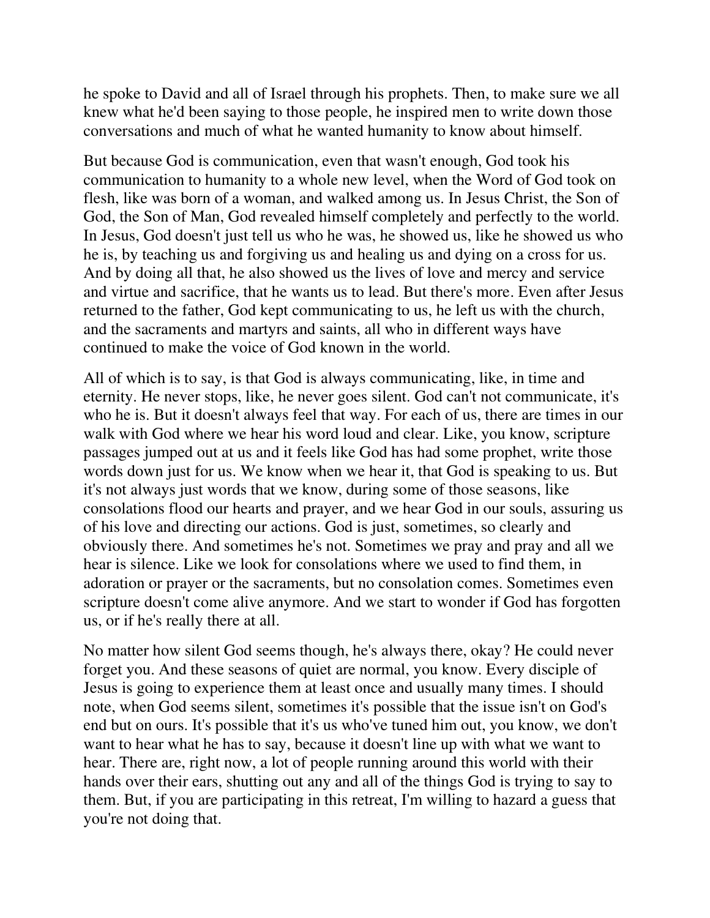he spoke to David and all of Israel through his prophets. Then, to make sure we all knew what he'd been saying to those people, he inspired men to write down those conversations and much of what he wanted humanity to know about himself.

But because God is communication, even that wasn't enough, God took his communication to humanity to a whole new level, when the Word of God took on flesh, like was born of a woman, and walked among us. In Jesus Christ, the Son of God, the Son of Man, God revealed himself completely and perfectly to the world. In Jesus, God doesn't just tell us who he was, he showed us, like he showed us who he is, by teaching us and forgiving us and healing us and dying on a cross for us. And by doing all that, he also showed us the lives of love and mercy and service and virtue and sacrifice, that he wants us to lead. But there's more. Even after Jesus returned to the father, God kept communicating to us, he left us with the church, and the sacraments and martyrs and saints, all who in different ways have continued to make the voice of God known in the world.

All of which is to say, is that God is always communicating, like, in time and eternity. He never stops, like, he never goes silent. God can't not communicate, it's who he is. But it doesn't always feel that way. For each of us, there are times in our walk with God where we hear his word loud and clear. Like, you know, scripture passages jumped out at us and it feels like God has had some prophet, write those words down just for us. We know when we hear it, that God is speaking to us. But it's not always just words that we know, during some of those seasons, like consolations flood our hearts and prayer, and we hear God in our souls, assuring us of his love and directing our actions. God is just, sometimes, so clearly and obviously there. And sometimes he's not. Sometimes we pray and pray and all we hear is silence. Like we look for consolations where we used to find them, in adoration or prayer or the sacraments, but no consolation comes. Sometimes even scripture doesn't come alive anymore. And we start to wonder if God has forgotten us, or if he's really there at all.

No matter how silent God seems though, he's always there, okay? He could never forget you. And these seasons of quiet are normal, you know. Every disciple of Jesus is going to experience them at least once and usually many times. I should note, when God seems silent, sometimes it's possible that the issue isn't on God's end but on ours. It's possible that it's us who've tuned him out, you know, we don't want to hear what he has to say, because it doesn't line up with what we want to hear. There are, right now, a lot of people running around this world with their hands over their ears, shutting out any and all of the things God is trying to say to them. But, if you are participating in this retreat, I'm willing to hazard a guess that you're not doing that.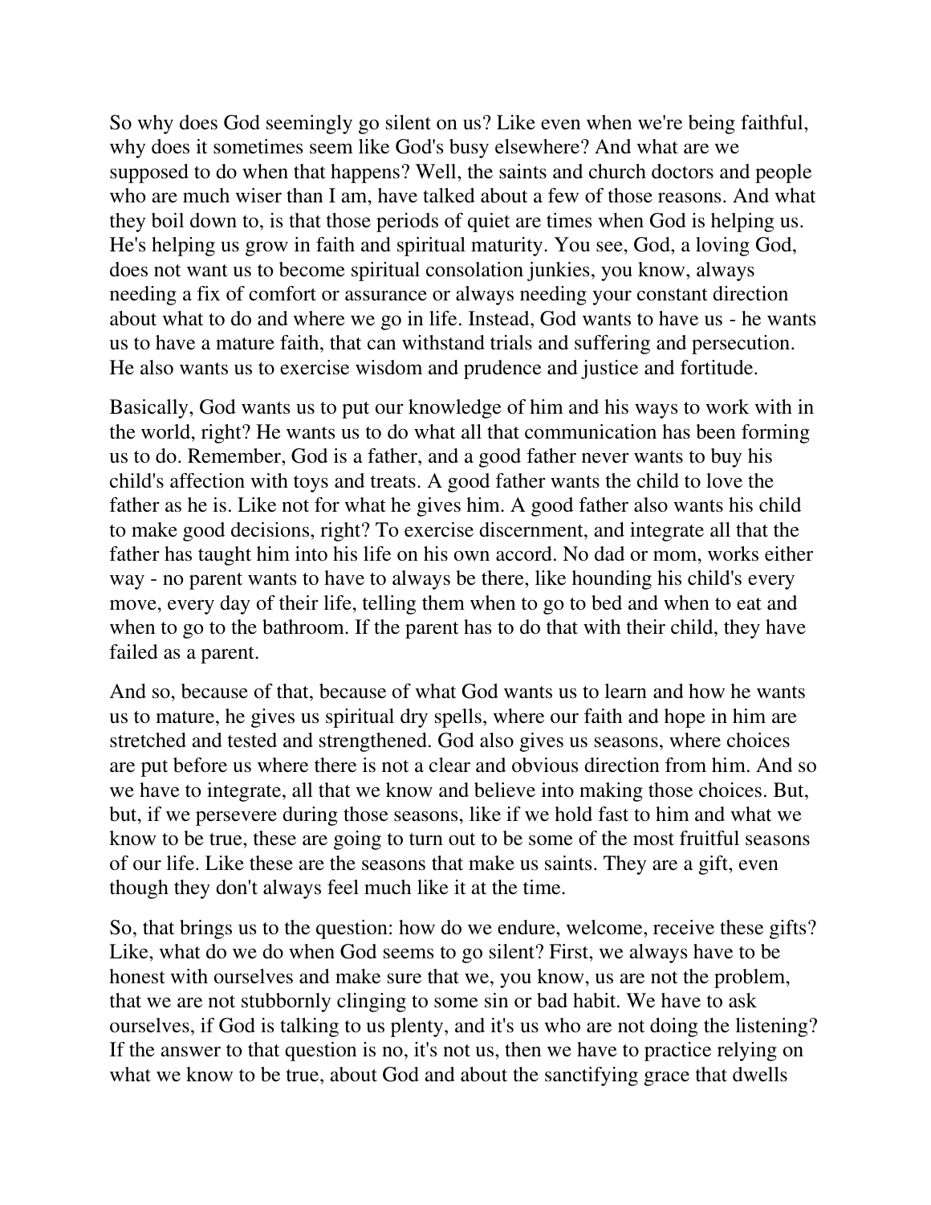So why does God seemingly go silent on us? Like even when we're being faithful, why does it sometimes seem like God's busy elsewhere? And what are we supposed to do when that happens? Well, the saints and church doctors and people who are much wiser than I am, have talked about a few of those reasons. And what they boil down to, is that those periods of quiet are times when God is helping us. He's helping us grow in faith and spiritual maturity. You see, God, a loving God, does not want us to become spiritual consolation junkies, you know, always needing a fix of comfort or assurance or always needing your constant direction about what to do and where we go in life. Instead, God wants to have us - he wants us to have a mature faith, that can withstand trials and suffering and persecution. He also wants us to exercise wisdom and prudence and justice and fortitude.

Basically, God wants us to put our knowledge of him and his ways to work with in the world, right? He wants us to do what all that communication has been forming us to do. Remember, God is a father, and a good father never wants to buy his child's affection with toys and treats. A good father wants the child to love the father as he is. Like not for what he gives him. A good father also wants his child to make good decisions, right? To exercise discernment, and integrate all that the father has taught him into his life on his own accord. No dad or mom, works either way - no parent wants to have to always be there, like hounding his child's every move, every day of their life, telling them when to go to bed and when to eat and when to go to the bathroom. If the parent has to do that with their child, they have failed as a parent.

And so, because of that, because of what God wants us to learn and how he wants us to mature, he gives us spiritual dry spells, where our faith and hope in him are stretched and tested and strengthened. God also gives us seasons, where choices are put before us where there is not a clear and obvious direction from him. And so we have to integrate, all that we know and believe into making those choices. But, but, if we persevere during those seasons, like if we hold fast to him and what we know to be true, these are going to turn out to be some of the most fruitful seasons of our life. Like these are the seasons that make us saints. They are a gift, even though they don't always feel much like it at the time.

So, that brings us to the question: how do we endure, welcome, receive these gifts? Like, what do we do when God seems to go silent? First, we always have to be honest with ourselves and make sure that we, you know, us are not the problem, that we are not stubbornly clinging to some sin or bad habit. We have to ask ourselves, if God is talking to us plenty, and it's us who are not doing the listening? If the answer to that question is no, it's not us, then we have to practice relying on what we know to be true, about God and about the sanctifying grace that dwells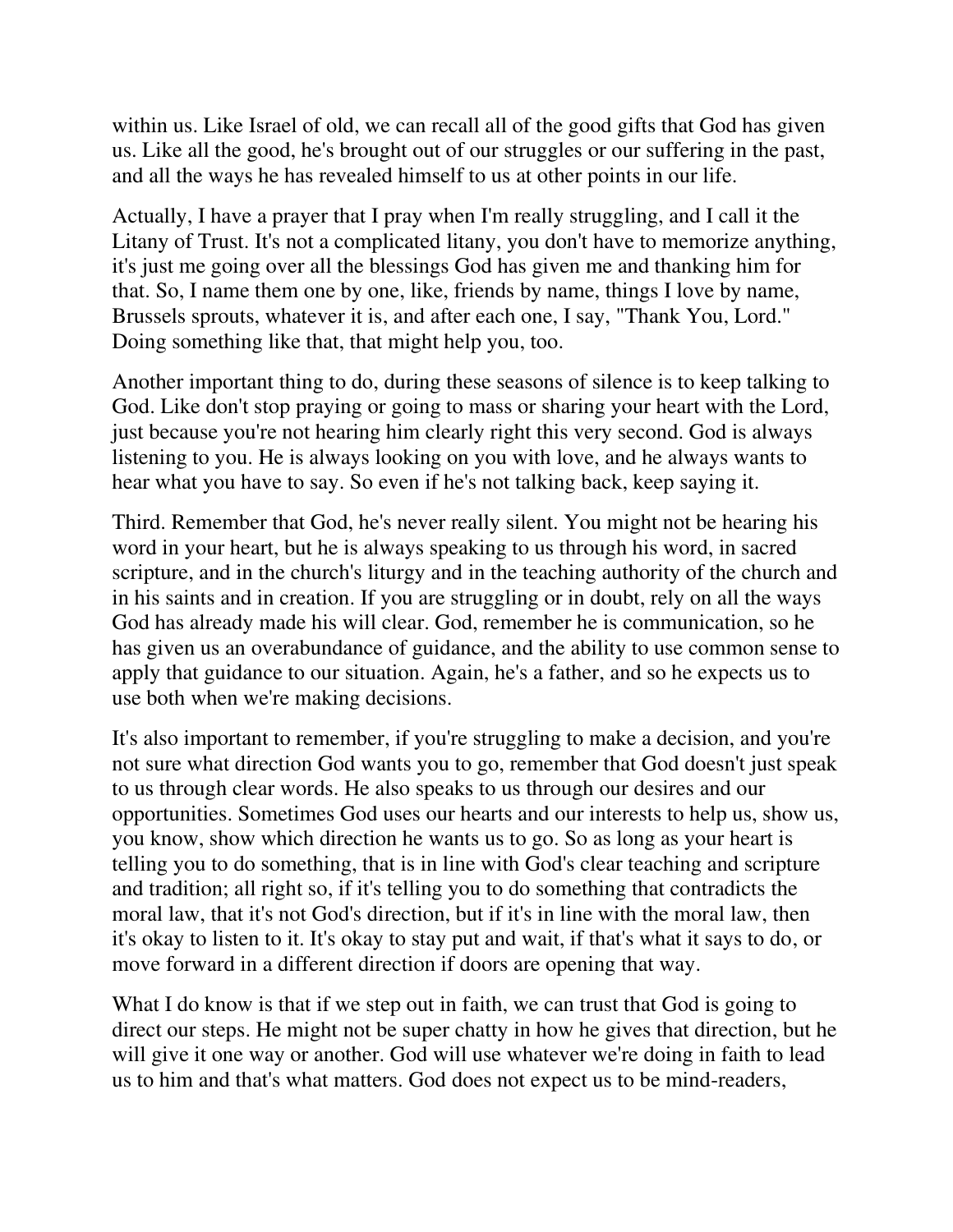within us. Like Israel of old, we can recall all of the good gifts that God has given us. Like all the good, he's brought out of our struggles or our suffering in the past, and all the ways he has revealed himself to us at other points in our life.

Actually, I have a prayer that I pray when I'm really struggling, and I call it the Litany of Trust. It's not a complicated litany, you don't have to memorize anything, it's just me going over all the blessings God has given me and thanking him for that. So, I name them one by one, like, friends by name, things I love by name, Brussels sprouts, whatever it is, and after each one, I say, "Thank You, Lord." Doing something like that, that might help you, too.

Another important thing to do, during these seasons of silence is to keep talking to God. Like don't stop praying or going to mass or sharing your heart with the Lord, just because you're not hearing him clearly right this very second. God is always listening to you. He is always looking on you with love, and he always wants to hear what you have to say. So even if he's not talking back, keep saying it.

Third. Remember that God, he's never really silent. You might not be hearing his word in your heart, but he is always speaking to us through his word, in sacred scripture, and in the church's liturgy and in the teaching authority of the church and in his saints and in creation. If you are struggling or in doubt, rely on all the ways God has already made his will clear. God, remember he is communication, so he has given us an overabundance of guidance, and the ability to use common sense to apply that guidance to our situation. Again, he's a father, and so he expects us to use both when we're making decisions.

It's also important to remember, if you're struggling to make a decision, and you're not sure what direction God wants you to go, remember that God doesn't just speak to us through clear words. He also speaks to us through our desires and our opportunities. Sometimes God uses our hearts and our interests to help us, show us, you know, show which direction he wants us to go. So as long as your heart is telling you to do something, that is in line with God's clear teaching and scripture and tradition; all right so, if it's telling you to do something that contradicts the moral law, that it's not God's direction, but if it's in line with the moral law, then it's okay to listen to it. It's okay to stay put and wait, if that's what it says to do, or move forward in a different direction if doors are opening that way.

What I do know is that if we step out in faith, we can trust that God is going to direct our steps. He might not be super chatty in how he gives that direction, but he will give it one way or another. God will use whatever we're doing in faith to lead us to him and that's what matters. God does not expect us to be mind-readers,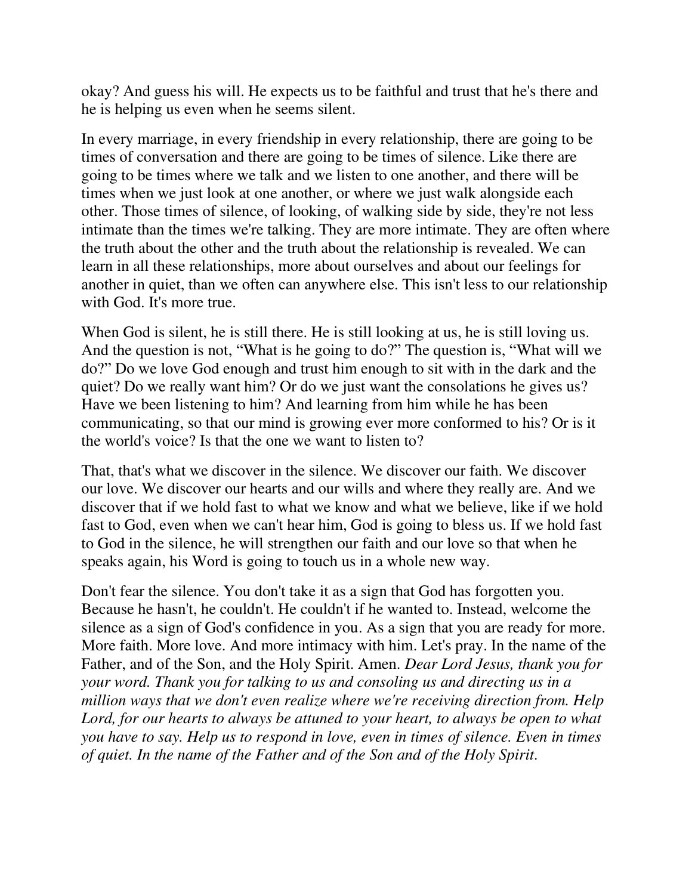okay? And guess his will. He expects us to be faithful and trust that he's there and he is helping us even when he seems silent.

In every marriage, in every friendship in every relationship, there are going to be times of conversation and there are going to be times of silence. Like there are going to be times where we talk and we listen to one another, and there will be times when we just look at one another, or where we just walk alongside each other. Those times of silence, of looking, of walking side by side, they're not less intimate than the times we're talking. They are more intimate. They are often where the truth about the other and the truth about the relationship is revealed. We can learn in all these relationships, more about ourselves and about our feelings for another in quiet, than we often can anywhere else. This isn't less to our relationship with God. It's more true.

When God is silent, he is still there. He is still looking at us, he is still loving us. And the question is not, "What is he going to do?" The question is, "What will we do?" Do we love God enough and trust him enough to sit with in the dark and the quiet? Do we really want him? Or do we just want the consolations he gives us? Have we been listening to him? And learning from him while he has been communicating, so that our mind is growing ever more conformed to his? Or is it the world's voice? Is that the one we want to listen to?

That, that's what we discover in the silence. We discover our faith. We discover our love. We discover our hearts and our wills and where they really are. And we discover that if we hold fast to what we know and what we believe, like if we hold fast to God, even when we can't hear him, God is going to bless us. If we hold fast to God in the silence, he will strengthen our faith and our love so that when he speaks again, his Word is going to touch us in a whole new way.

Don't fear the silence. You don't take it as a sign that God has forgotten you. Because he hasn't, he couldn't. He couldn't if he wanted to. Instead, welcome the silence as a sign of God's confidence in you. As a sign that you are ready for more. More faith. More love. And more intimacy with him. Let's pray. In the name of the Father, and of the Son, and the Holy Spirit. Amen. *Dear Lord Jesus, thank you for your word. Thank you for talking to us and consoling us and directing us in a million ways that we don't even realize where we're receiving direction from. Help Lord, for our hearts to always be attuned to your heart, to always be open to what you have to say. Help us to respond in love, even in times of silence. Even in times of quiet. In the name of the Father and of the Son and of the Holy Spirit.*